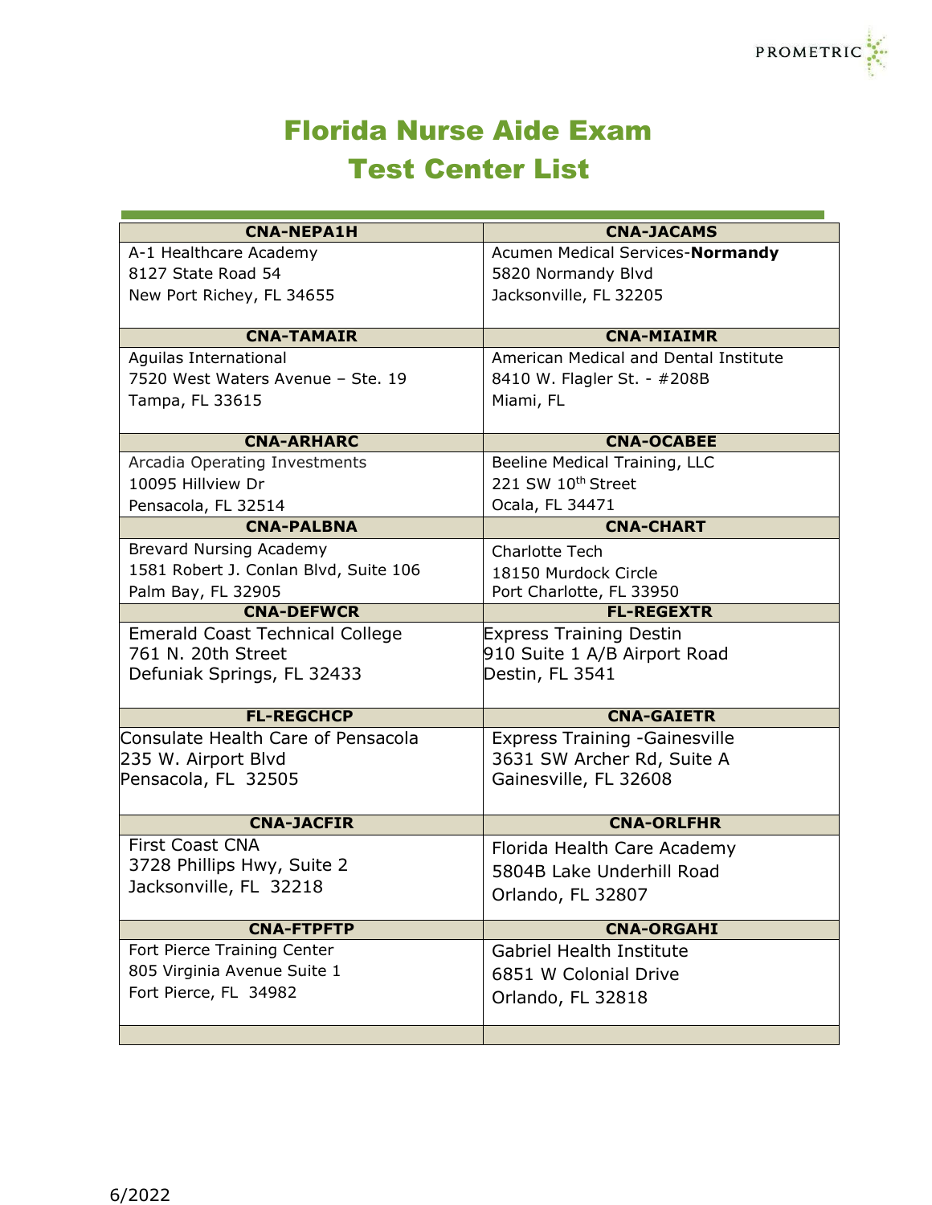# Florida Nurse Aide Exam
# Test Center List

| CNA-NEPA1H | CNA-JACAMS |
|---|---|
| A-1 Healthcare Academy<br>8127 State Road 54<br>New Port Richey, FL 34655 | Acumen Medical Services-**Normandy**<br>5820 Normandy Blvd<br>Jacksonville, FL 32205 |
| **CNA-TAMAIR** | **CNA-MIAIMR** |
| Aguilas International<br>7520 West Waters Avenue – Ste. 19<br>Tampa, FL 33615 | American Medical and Dental Institute<br>8410 W. Flagler St. - #208B<br>Miami, FL |
| **CNA-ARHARC** | **CNA-OCABEE** |
| Arcadia Operating Investments<br>10095 Hillview Dr<br>Pensacola, FL 32514 | Beeline Medical Training, LLC<br>221 SW 10th Street<br>Ocala, FL 34471 |
| **CNA-PALBNA** | **CNA-CHART** |
| Brevard Nursing Academy<br>1581 Robert J. Conlan Blvd, Suite 106<br>Palm Bay, FL 32905 | Charlotte Tech<br>18150 Murdock Circle<br>Port Charlotte, FL 33950 |
| **CNA-DEFWCR** | **FL-REGEXTR** |
| Emerald Coast Technical College<br>761 N. 20th Street<br>Defuniak Springs, FL 32433 | Express Training Destin<br>910 Suite 1 A/B Airport Road<br>Destin, FL 3541 |
| **FL-REGCHCP** | **CNA-GAIETR** |
| Consulate Health Care of Pensacola<br>235 W. Airport Blvd<br>Pensacola, FL 32505 | Express Training -Gainesville<br>3631 SW Archer Rd, Suite A<br>Gainesville, FL 32608 |
| **CNA-JACFIR** | **CNA-ORLFHR** |
| First Coast CNA<br>3728 Phillips Hwy, Suite 2<br>Jacksonville, FL 32218 | Florida Health Care Academy<br>5804B Lake Underhill Road<br>Orlando, FL 32807 |
| **CNA-FTPFTP** | **CNA-ORGAHI** |
| Fort Pierce Training Center<br>805 Virginia Avenue Suite 1<br>Fort Pierce, FL 34982 | Gabriel Health Institute<br>6851 W Colonial Drive<br>Orlando, FL 32818 |

6/2022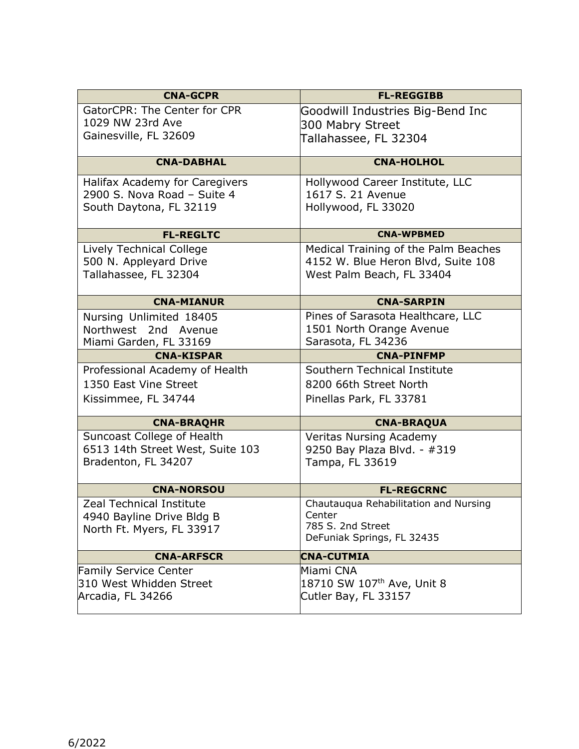| CNA-GCPR | FL-REGGIBB |
| --- | --- |
| GatorCPR: The Center for CPR<br>1029 NW 23rd Ave<br>Gainesville, FL 32609 | Goodwill Industries Big-Bend Inc<br>300 Mabry Street<br>Tallahassee, FL 32304 |
| **CNA-DABHAL** | **CNA-HOLHOL** |
| Halifax Academy for Caregivers<br>2900 S. Nova Road – Suite 4<br>South Daytona, FL 32119 | Hollywood Career Institute, LLC<br>1617 S. 21 Avenue<br>Hollywood, FL 33020 |
| **FL-REGLTC** | **CNA-WPBMED** |
| Lively Technical College<br>500 N. Appleyard Drive<br>Tallahassee, FL 32304 | Medical Training of the Palm Beaches<br>4152 W. Blue Heron Blvd, Suite 108<br>West Palm Beach, FL 33404 |
| **CNA-MIANUR** | **CNA-SARPIN** |
| Nursing Unlimited 18405<br>Northwest 2nd Avenue<br>Miami Garden, FL 33169 | Pines of Sarasota Healthcare, LLC<br>1501 North Orange Avenue<br>Sarasota, FL 34236 |
| **CNA-KISPAR** | **CNA-PINFMP** |
| Professional Academy of Health<br>1350 East Vine Street<br>Kissimmee, FL 34744 | Southern Technical Institute<br>8200 66th Street North<br>Pinellas Park, FL 33781 |
| **CNA-BRAQHR** | **CNA-BRAQUA** |
| Suncoast College of Health<br>6513 14th Street West, Suite 103<br>Bradenton, FL 34207 | Veritas Nursing Academy<br>9250 Bay Plaza Blvd. - #319<br>Tampa, FL 33619 |
| **CNA-NORSOU** | **FL-REGCRNC** |
| Zeal Technical Institute<br>4940 Bayline Drive Bldg B<br>North Ft. Myers, FL 33917 | Chautauqua Rehabilitation and Nursing Center<br>785 S. 2nd Street<br>DeFuniak Springs, FL 32435 |
| **CNA-ARFSCR** | **CNA-CUTMIA** |
| Family Service Center<br>310 West Whidden Street<br>Arcadia, FL 34266 | Miami CNA<br>18710 SW 107th Ave, Unit 8<br>Cutler Bay, FL 33157 |

6/2022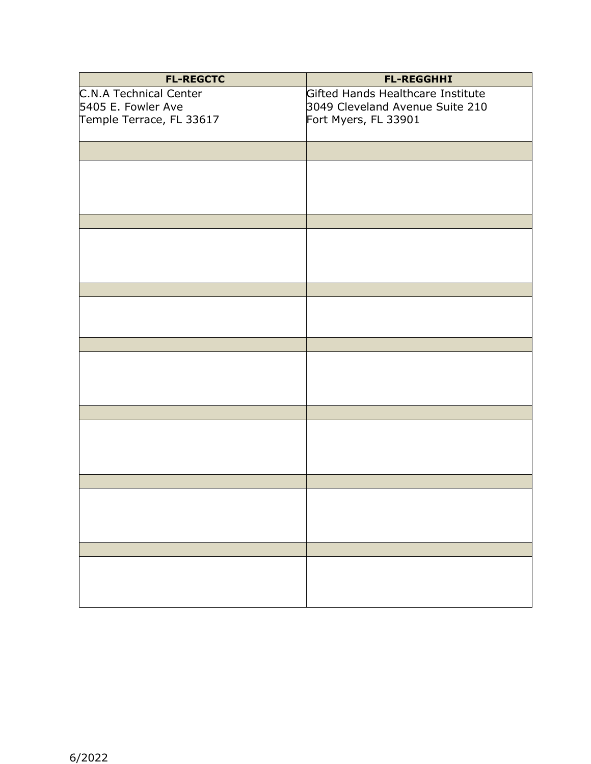| FL-REGCTC | FL-REGGHHI |
| --- | --- |
| C.N.A Technical Center<br>5405 E. Fowler Ave<br>Temple Terrace, FL 33617 | Gifted Hands Healthcare Institute<br>3049 Cleveland Avenue Suite 210<br>Fort Myers, FL 33901 |
| | |
| | |
| | |
| | |
| | |
| | |
| | |
| | |
| | |
| | |
| | |
| | |
| | |
| | |

6/2022